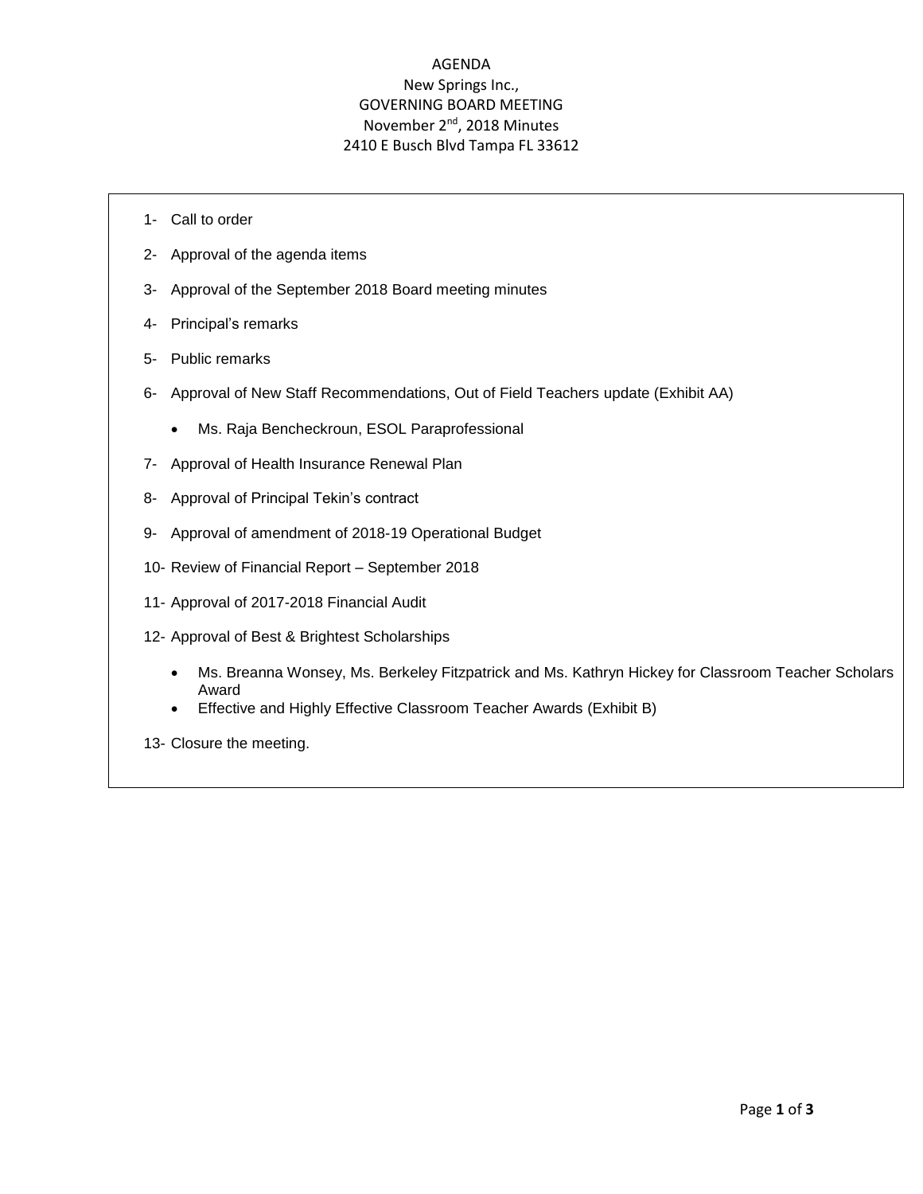# AGENDA

## New Springs Inc.,

## GOVERNING BOARD MEETING

## November 2nd, 2018 Minutes

## 2410 E Busch Blvd Tampa FL 33612

1- Call to order

2- Approval of the agenda items

3- Approval of the September 2018 Board meeting minutes

4- Principal's remarks

5- Public remarks

6- Approval of New Staff Recommendations, Out of Field Teachers update (Exhibit AA)

- Ms. Raja Bencheckroun, ESOL Paraprofessional

7- Approval of Health Insurance Renewal Plan

8- Approval of Principal Tekin's contract

9- Approval of amendment of 2018-19 Operational Budget

10- Review of Financial Report – September 2018

11- Approval of 2017-2018 Financial Audit

12- Approval of Best & Brightest Scholarships

- Ms. Breanna Wonsey, Ms. Berkeley Fitzpatrick and Ms. Kathryn Hickey for Classroom Teacher Scholars Award
- Effective and Highly Effective Classroom Teacher Awards (Exhibit B)

13- Closure the meeting.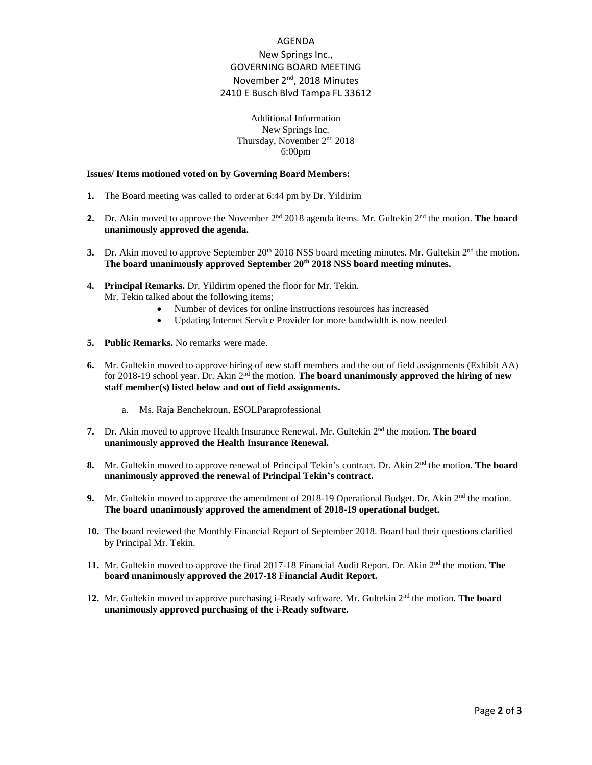AGENDA
New Springs Inc.,
GOVERNING BOARD MEETING
November 2nd, 2018 Minutes
2410 E Busch Blvd Tampa FL 33612

Additional Information
New Springs Inc.
Thursday, November 2nd 2018
6:00pm

**Issues/ Items motioned voted on by Governing Board Members:**

1. The Board meeting was called to order at 6:44 pm by Dr. Yildirim

2. Dr. Akin moved to approve the November 2nd 2018 agenda items. Mr. Gultekin 2nd the motion. **The board unanimously approved the agenda.**

3. Dr. Akin moved to approve September 20th 2018 NSS board meeting minutes. Mr. Gultekin 2nd the motion. **The board unanimously approved September 20th 2018 NSS board meeting minutes.**

4. **Principal Remarks.** Dr. Yildirim opened the floor for Mr. Tekin.
   Mr. Tekin talked about the following items;
   - Number of devices for online instructions resources has increased
   - Updating Internet Service Provider for more bandwidth is now needed

5. **Public Remarks.** No remarks were made.

6. Mr. Gultekin moved to approve hiring of new staff members and the out of field assignments (Exhibit AA) for 2018-19 school year. Dr. Akin 2nd the motion. **The board unanimously approved the hiring of new staff member(s) listed below and out of field assignments.**

   a. Ms. Raja Benchekroun, ESOLParaprofessional

7. Dr. Akin moved to approve Health Insurance Renewal. Mr. Gultekin 2nd the motion. **The board unanimously approved the Health Insurance Renewal.**

8. Mr. Gultekin moved to approve renewal of Principal Tekin's contract. Dr. Akin 2nd the motion. **The board unanimously approved the renewal of Principal Tekin's contract.**

9. Mr. Gultekin moved to approve the amendment of 2018-19 Operational Budget. Dr. Akin 2nd the motion. **The board unanimously approved the amendment of 2018-19 operational budget.**

10. The board reviewed the Monthly Financial Report of September 2018. Board had their questions clarified by Principal Mr. Tekin.

11. Mr. Gultekin moved to approve the final 2017-18 Financial Audit Report. Dr. Akin 2nd the motion. **The board unanimously approved the 2017-18 Financial Audit Report.**

12. Mr. Gultekin moved to approve purchasing i-Ready software. Mr. Gultekin 2nd the motion. **The board unanimously approved purchasing of the i-Ready software.**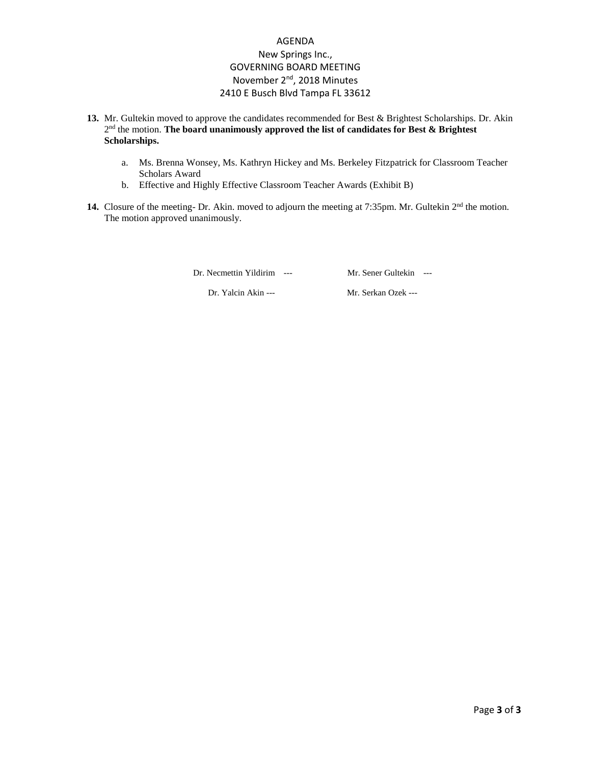# AGENDA
## New Springs Inc.,
## GOVERNING BOARD MEETING
## November 2nd, 2018 Minutes
## 2410 E Busch Blvd Tampa FL 33612

**13.** Mr. Gultekin moved to approve the candidates recommended for Best & Brightest Scholarships. Dr. Akin 2nd the motion. **The board unanimously approved the list of candidates for Best & Brightest Scholarships.**

   a. Ms. Brenna Wonsey, Ms. Kathryn Hickey and Ms. Berkeley Fitzpatrick for Classroom Teacher Scholars Award
   b. Effective and Highly Effective Classroom Teacher Awards (Exhibit B)

**14.** Closure of the meeting- Dr. Akin. moved to adjourn the meeting at 7:35pm. Mr. Gultekin 2nd the motion. The motion approved unanimously.

Dr. Necmettin Yildirim --- Mr. Sener Gultekin ---

Dr. Yalcin Akin --- Mr. Serkan Ozek ---